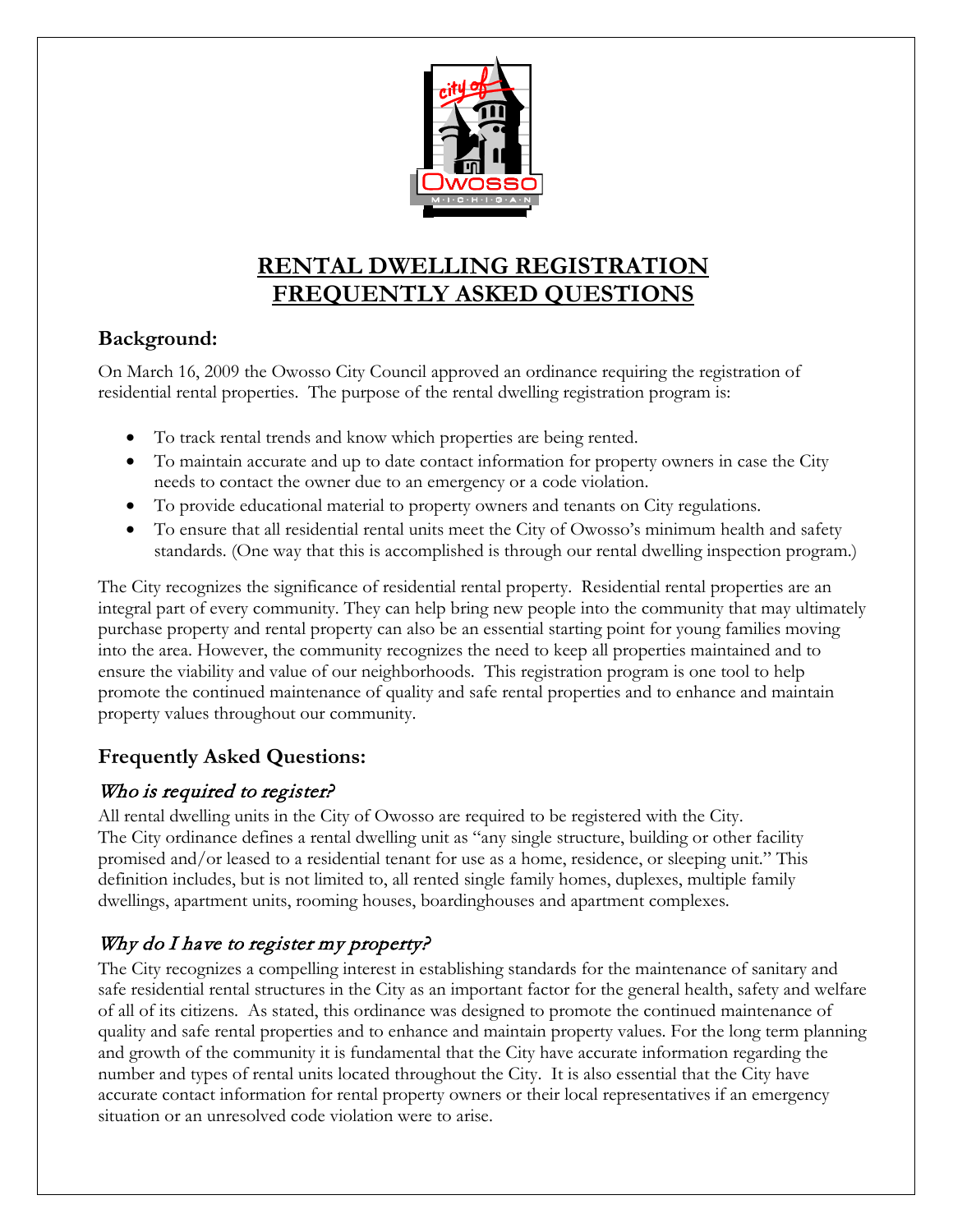# RENTAL DWELLING REGISTRATION FREQUENTLY ASKED QUESTIONS

## Background:

On March 16, 2009 the Owosso City Council approved an ordinance requiring the registration of residential rental properties. The purpose of the rental dwelling registration program is:

- To track rental trends and know which properties are being rented.
- To maintain accurate and up to date contact information for property owners in case the City needs to contact the owner due to an emergency or a code violation.
- To provide educational material to property owners and tenants on City regulations.
- To ensure that all residential rental units meet the City of Owosso's minimum health and safety standards. (One way that this is accomplished is through our rental dwelling inspection program.)

The City recognizes the significance of residential rental property. Residential rental properties are an integral part of every community. They can help bring new people into the community that may ultimately purchase property and rental property can also be an essential starting point for young families moving into the area. However, the community recognizes the need to keep all properties maintained and to ensure the viability and value of our neighborhoods. This registration program is one tool to help promote the continued maintenance of quality and safe rental properties and to enhance and maintain property values throughout our community.

## Frequently Asked Questions:

### *Who is required to register?*

All rental dwelling units in the City of Owosso are required to be registered with the City. The City ordinance defines a rental dwelling unit as "any single structure, building or other facility promised and/or leased to a residential tenant for use as a home, residence, or sleeping unit." This definition includes, but is not limited to, all rented single family homes, duplexes, multiple family dwellings, apartment units, rooming houses, boardinghouses and apartment complexes.

### *Why do I have to register my property?*

The City recognizes a compelling interest in establishing standards for the maintenance of sanitary and safe residential rental structures in the City as an important factor for the general health, safety and welfare of all of its citizens. As stated, this ordinance was designed to promote the continued maintenance of quality and safe rental properties and to enhance and maintain property values. For the long term planning and growth of the community it is fundamental that the City have accurate information regarding the number and types of rental units located throughout the City. It is also essential that the City have accurate contact information for rental property owners or their local representatives if an emergency situation or an unresolved code violation were to arise.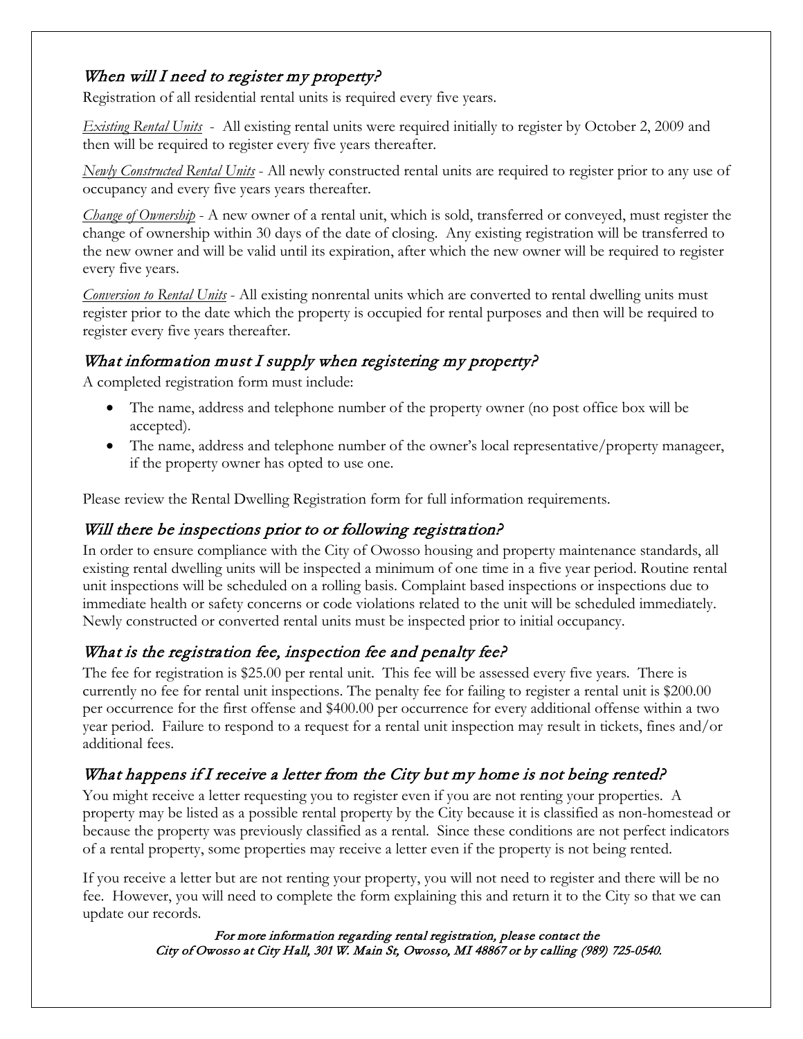## *When will I need to register my property?*

Registration of all residential rental units is required every five years.

*Existing Rental Units* - All existing rental units were required initially to register by October 2, 2009 and then will be required to register every five years thereafter.

*Newly Constructed Rental Units* - All newly constructed rental units are required to register prior to any use of occupancy and every five years years thereafter.

*Change of Ownership* - A new owner of a rental unit, which is sold, transferred or conveyed, must register the change of ownership within 30 days of the date of closing. Any existing registration will be transferred to the new owner and will be valid until its expiration, after which the new owner will be required to register every five years.

*Conversion to Rental Units* - All existing nonrental units which are converted to rental dwelling units must register prior to the date which the property is occupied for rental purposes and then will be required to register every five years thereafter.

## *What information must I supply when registering my property?*

A completed registration form must include:

- The name, address and telephone number of the property owner (no post office box will be accepted).
- The name, address and telephone number of the owner's local representative/property manageer, if the property owner has opted to use one.

Please review the Rental Dwelling Registration form for full information requirements.

## *Will there be inspections prior to or following registration?*

In order to ensure compliance with the City of Owosso housing and property maintenance standards, all existing rental dwelling units will be inspected a minimum of one time in a five year period. Routine rental unit inspections will be scheduled on a rolling basis. Complaint based inspections or inspections due to immediate health or safety concerns or code violations related to the unit will be scheduled immediately. Newly constructed or converted rental units must be inspected prior to initial occupancy.

## *What is the registration fee, inspection fee and penalty fee?*

The fee for registration is $25.00 per rental unit. This fee will be assessed every five years. There is currently no fee for rental unit inspections. The penalty fee for failing to register a rental unit is $200.00 per occurrence for the first offense and $400.00 per occurrence for every additional offense within a two year period. Failure to respond to a request for a rental unit inspection may result in tickets, fines and/or additional fees.

## *What happens if I receive a letter from the City but my home is not being rented?*

You might receive a letter requesting you to register even if you are not renting your properties. A property may be listed as a possible rental property by the City because it is classified as non-homestead or because the property was previously classified as a rental. Since these conditions are not perfect indicators of a rental property, some properties may receive a letter even if the property is not being rented.

If you receive a letter but are not renting your property, you will not need to register and there will be no fee. However, you will need to complete the form explaining this and return it to the City so that we can update our records.

*For more information regarding rental registration, please contact the City of Owosso at City Hall, 301 W. Main St, Owosso, MI 48867 or by calling (989) 725-0540.*